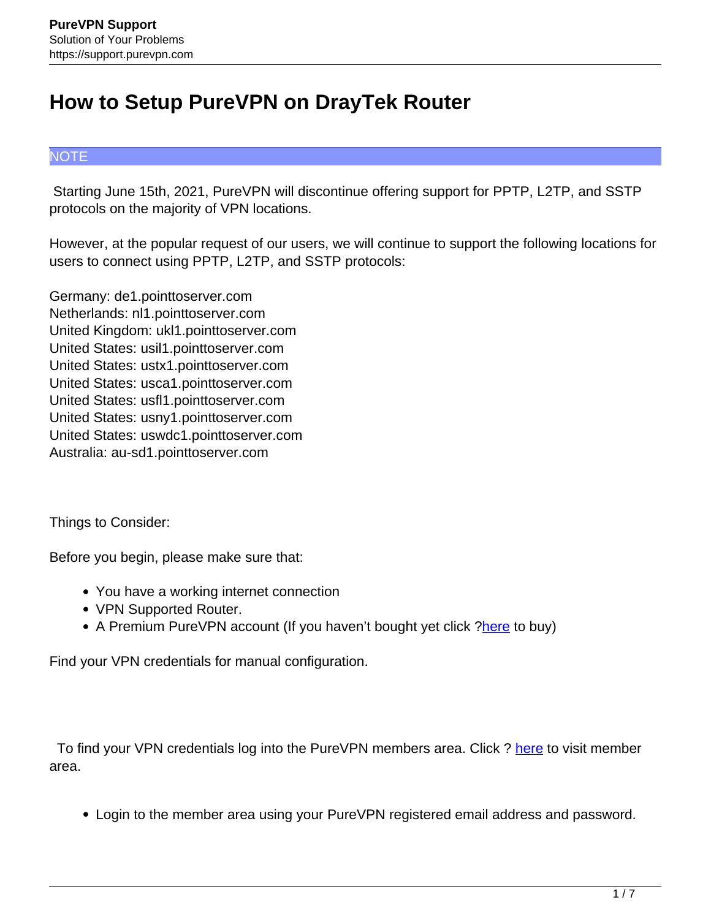# How to Setup PureVPN on DrayTek Router

NOTE

Starting June 15th, 2021, PureVPN will discontinue offering support for PPTP, L2TP, and SSTP protocols on the majority of VPN locations.

However, at the popular request of our users, we will continue to support the following locations for users to connect using PPTP, L2TP, and SSTP protocols:

Germany: de1.pointtoserver.com
Netherlands: nl1.pointtoserver.com
United Kingdom: ukl1.pointtoserver.com
United States: usil1.pointtoserver.com
United States: ustx1.pointtoserver.com
United States: usca1.pointtoserver.com
United States: usfl1.pointtoserver.com
United States: usny1.pointtoserver.com
United States: uswdc1.pointtoserver.com
Australia: au-sd1.pointtoserver.com

Things to Consider:

Before you begin, please make sure that:

- You have a working internet connection
- VPN Supported Router.
- A Premium PureVPN account (If you haven't bought yet click ?here to buy)

Find your VPN credentials for manual configuration.

To find your VPN credentials log into the PureVPN members area. Click ? here to visit member area.

- Login to the member area using your PureVPN registered email address and password.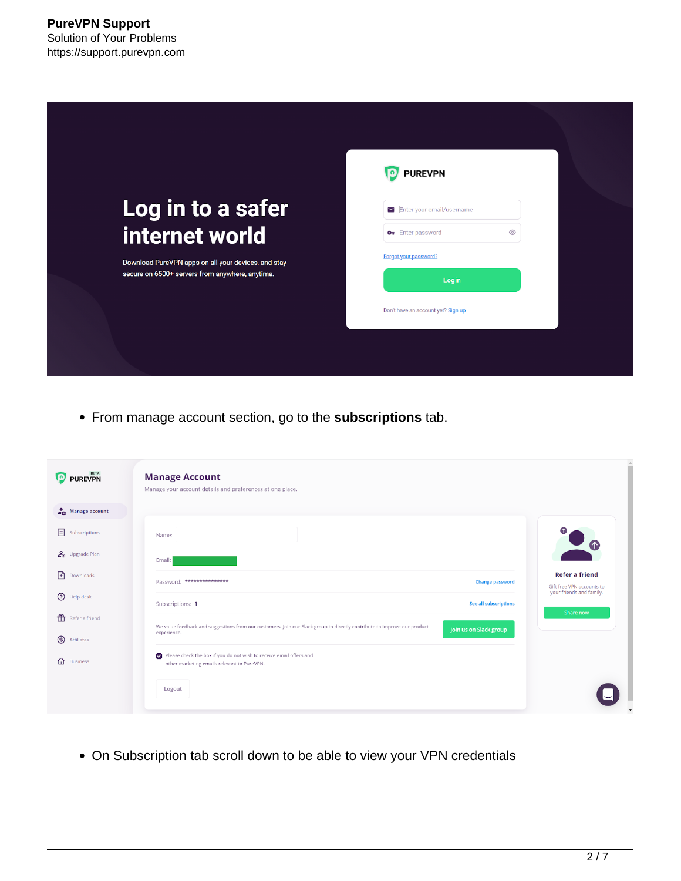- From manage account section, go to the **subscriptions** tab.

- On Subscription tab scroll down to be able to view your VPN credentials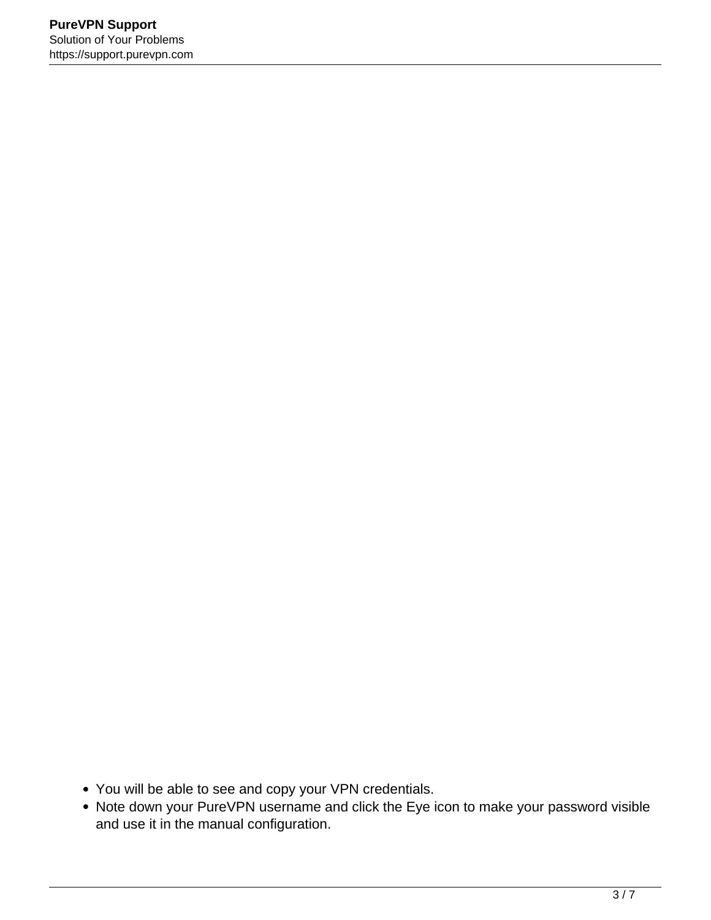- You will be able to see and copy your VPN credentials.
- Note down your PureVPN username and click the Eye icon to make your password visible and use it in the manual configuration.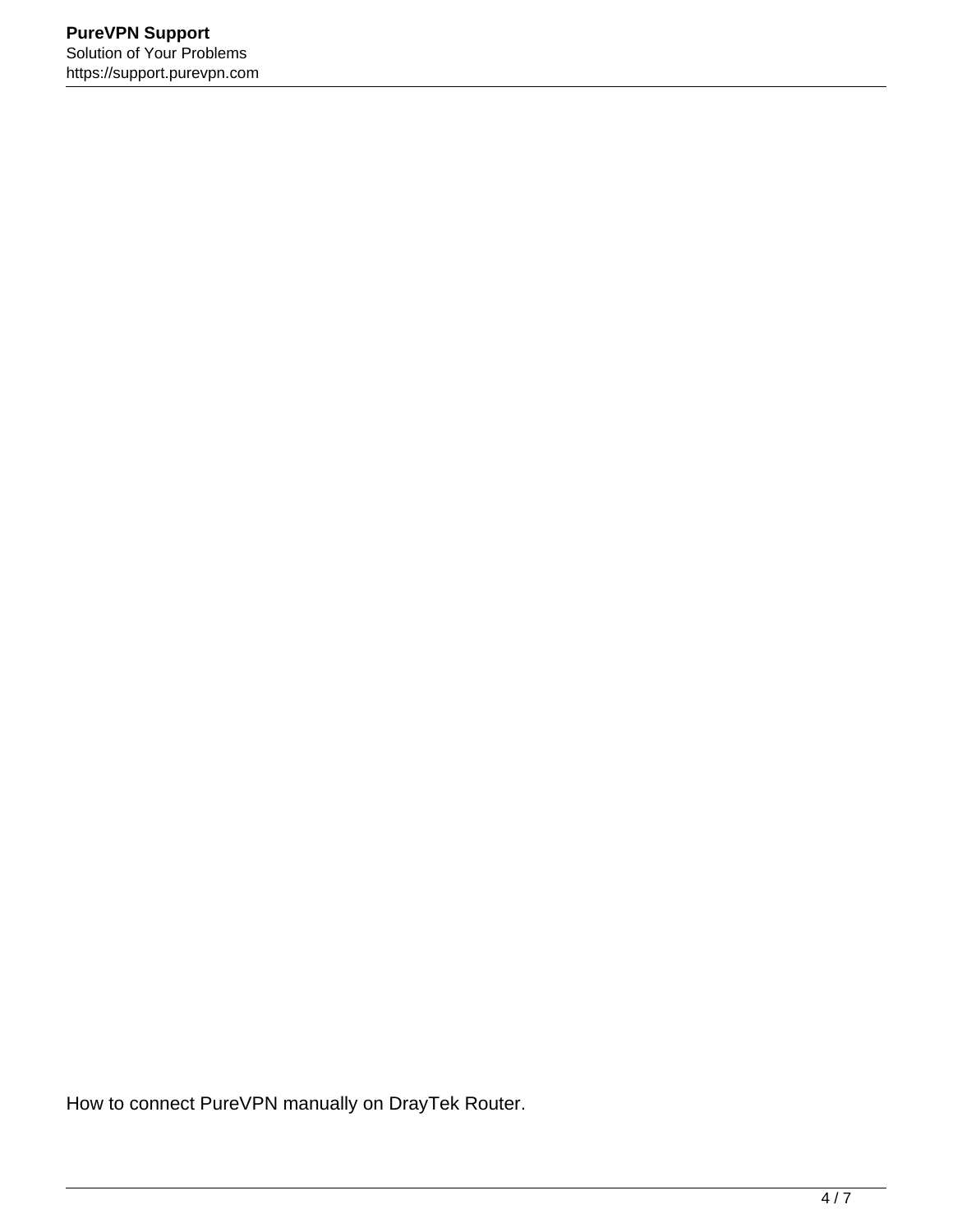How to connect PureVPN manually on DrayTek Router.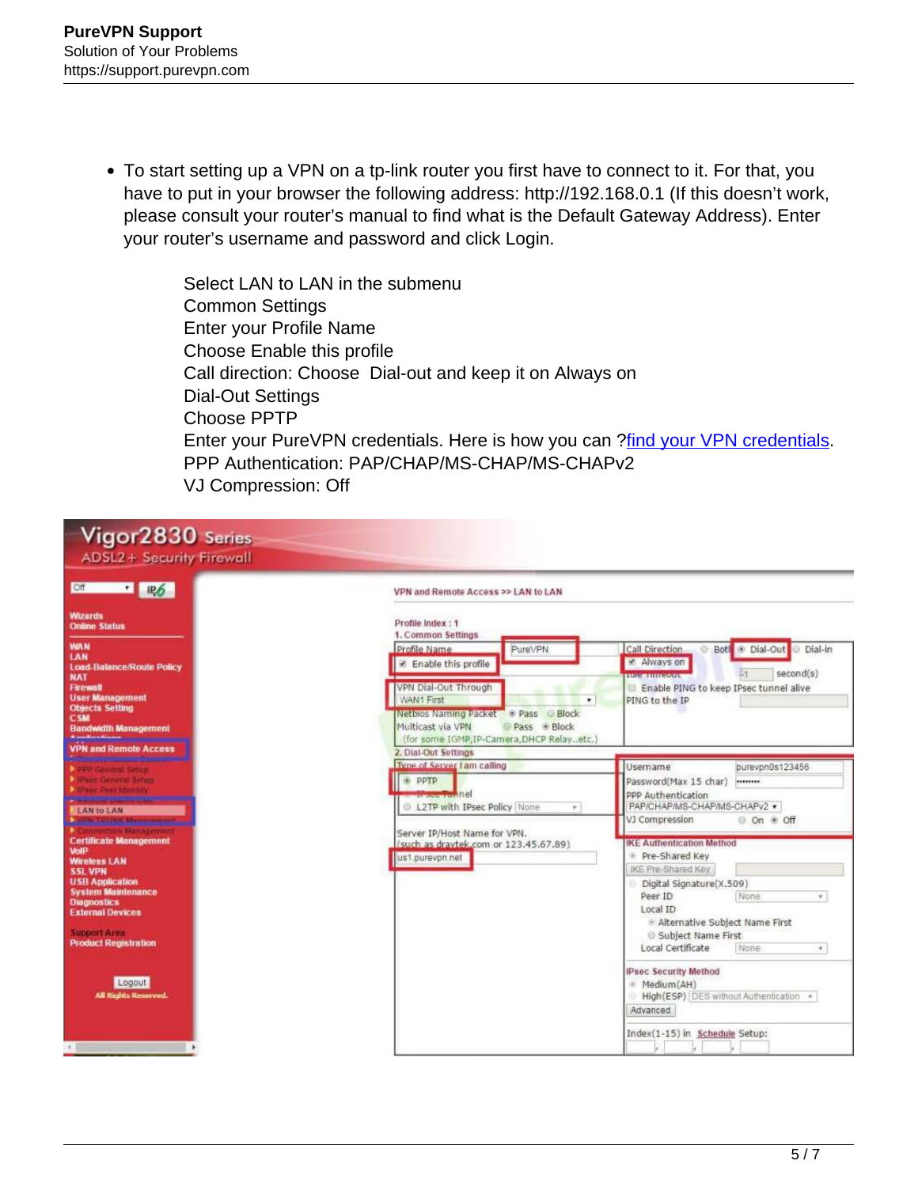- To start setting up a VPN on a tp-link router you first have to connect to it. For that, you have to put in your browser the following address: http://192.168.0.1 (If this doesn't work, please consult your router's manual to find what is the Default Gateway Address). Enter your router's username and password and click Login.

    Select LAN to LAN in the submenu
    Common Settings
    Enter your Profile Name
    Choose Enable this profile
    Call direction: Choose  Dial-out and keep it on Always on
    Dial-Out Settings
    Choose PPTP
    Enter your PureVPN credentials. Here is how you can ?find your VPN credentials.
    PPP Authentication: PAP/CHAP/MS-CHAP/MS-CHAPv2
    VJ Compression: Off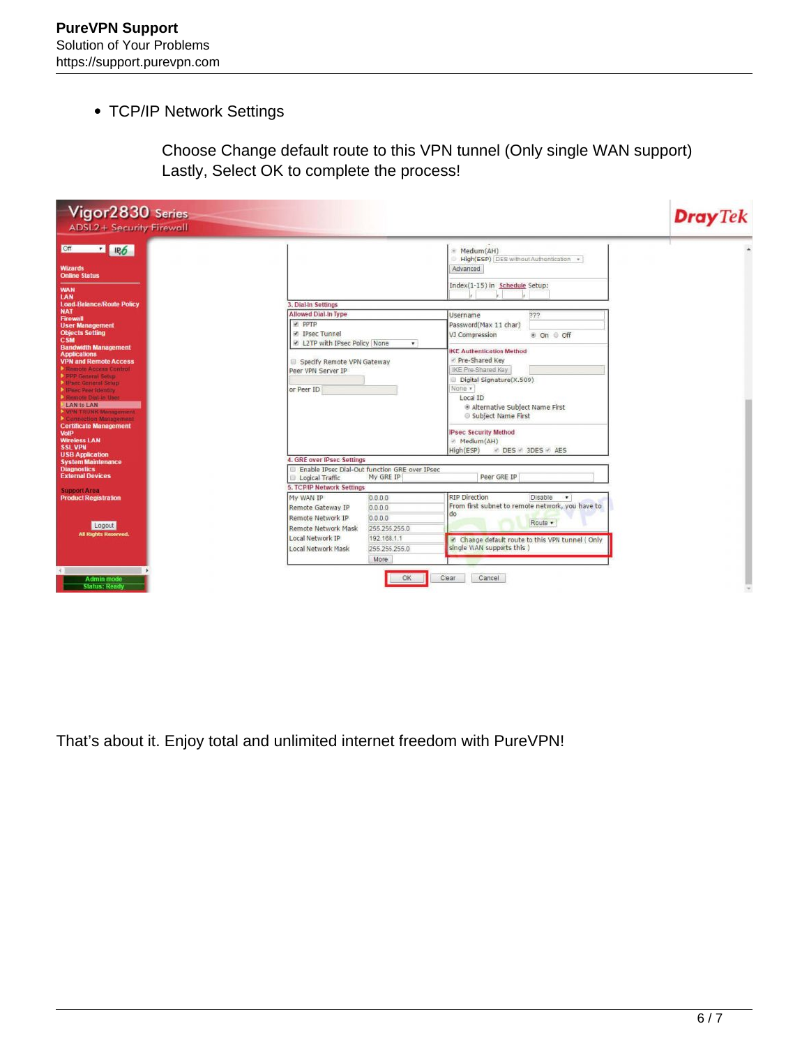- TCP/IP Network Settings

  Choose Change default route to this VPN tunnel (Only single WAN support)
  Lastly, Select OK to complete the process!

That's about it. Enjoy total and unlimited internet freedom with PureVPN!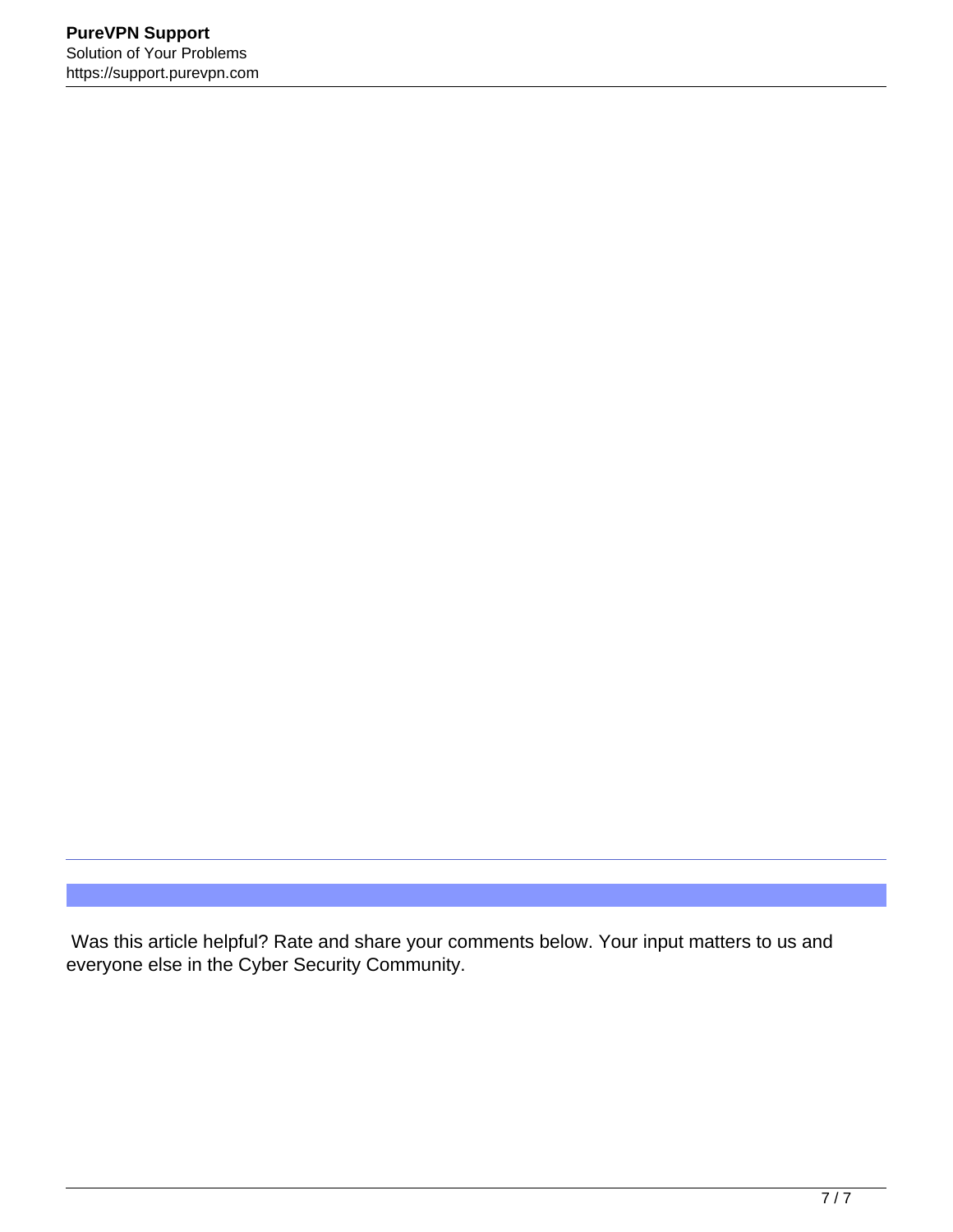Was this article helpful? Rate and share your comments below. Your input matters to us and everyone else in the Cyber Security Community.